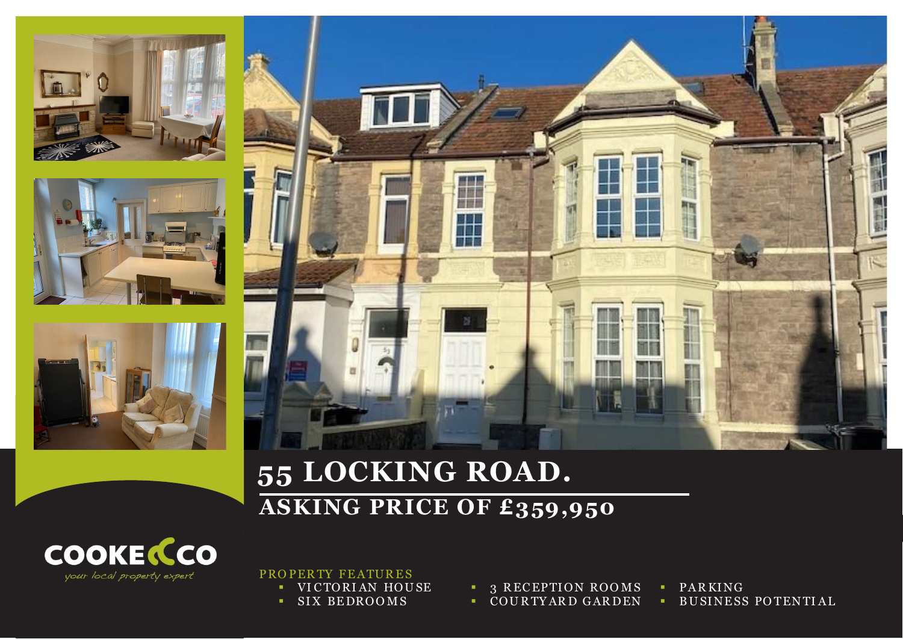# 55 LOCKING ROAD.

## ASKING PRICE OF £359,950

COOKE & CO

*your local property expert*

PROPERTY FEATURES

- VICTORIAN HOUSE
- SIX BEDROOMS
- 3 RECEPTION ROOMS
- COURTYARD GARDEN
- PARKING
- BUSINESS POTENTIAL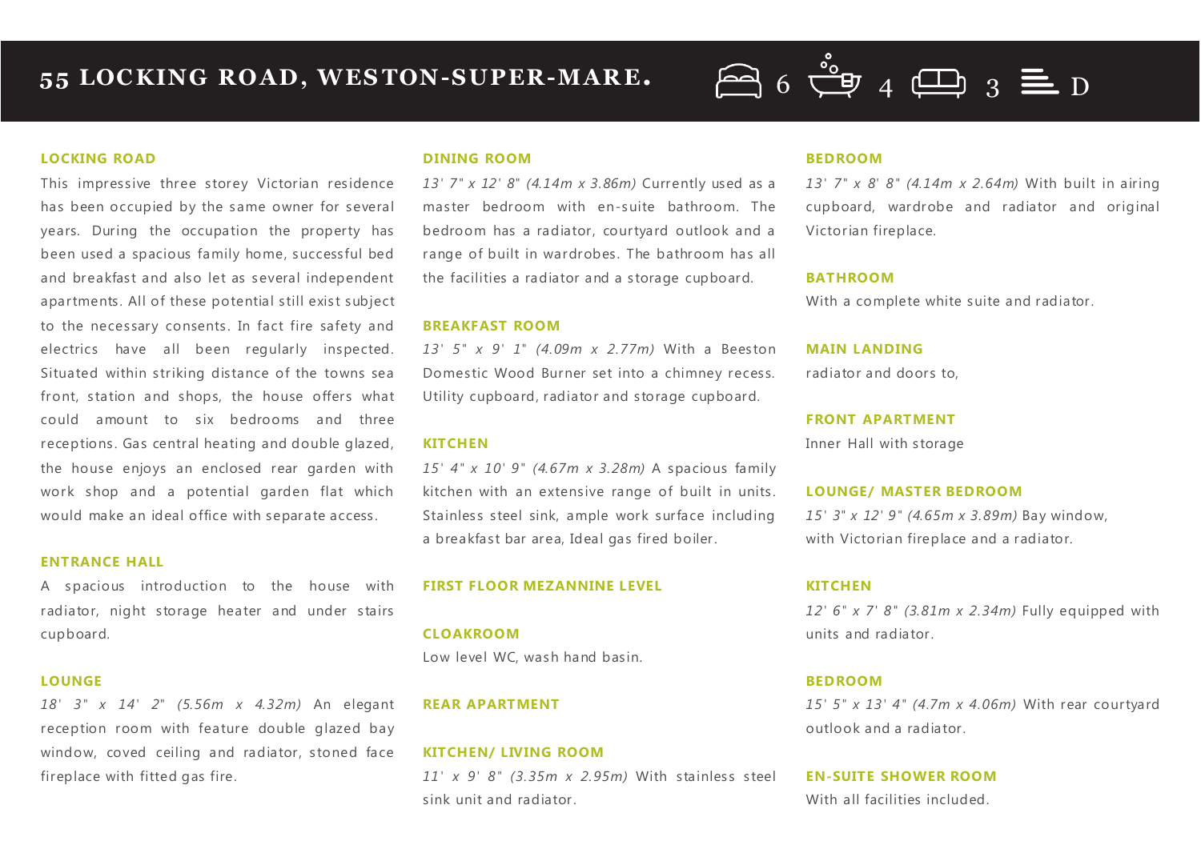# 55 LOCKING ROAD, WESTON-SUPER-MARE.

6 4 3 D

## LOCKING ROAD

This impressive three storey Victorian residence has been occupied by the same owner for several years. During the occupation the property has been used a spacious family home, successful bed and breakfast and also let as several independent apartments. All of these potential still exist subject to the necessary consents. In fact fire safety and electrics have all been regularly inspected. Situated within striking distance of the towns sea front, station and shops, the house offers what could amount to six bedrooms and three receptions. Gas central heating and double glazed, the house enjoys an enclosed rear garden with work shop and a potential garden flat which would make an ideal office with separate access.

## ENTRANCE HALL

A spacious introduction to the house with radiator, night storage heater and under stairs cupboard.

## LOUNGE

*18' 3" x 14' 2" (5.56m x 4.32m)* An elegant reception room with feature double glazed bay window, coved ceiling and radiator, stoned face fireplace with fitted gas fire.

## DINING ROOM

*13' 7" x 12' 8" (4.14m x 3.86m)* Currently used as a master bedroom with en-suite bathroom. The bedroom has a radiator, courtyard outlook and a range of built in wardrobes. The bathroom has all the facilities a radiator and a storage cupboard.

## BREAKFAST ROOM

*13' 5" x 9' 1" (4.09m x 2.77m)* With a Beeston Domestic Wood Burner set into a chimney recess. Utility cupboard, radiator and storage cupboard.

## KITCHEN

*15' 4" x 10' 9" (4.67m x 3.28m)* A spacious family kitchen with an extensive range of built in units. Stainless steel sink, ample work surface including a breakfast bar area, Ideal gas fired boiler.

## FIRST FLOOR MEZANNINE LEVEL

## CLOAKROOM

Low level WC, wash hand basin.

## REAR APARTMENT

## KITCHEN/ LIVING ROOM

*11' x 9' 8" (3.35m x 2.95m)* With stainless steel sink unit and radiator.

## BEDROOM

*13' 7" x 8' 8" (4.14m x 2.64m)* With built in airing cupboard, wardrobe and radiator and original Victorian fireplace.

## BATHROOM

With a complete white suite and radiator.

## MAIN LANDING

radiator and doors to,

## FRONT APARTMENT

Inner Hall with storage

## LOUNGE/ MASTER BEDROOM

*15' 3" x 12' 9" (4.65m x 3.89m)* Bay window, with Victorian fireplace and a radiator.

## KITCHEN

*12' 6" x 7' 8" (3.81m x 2.34m)* Fully equipped with units and radiator.

## BEDROOM

*15' 5" x 13' 4" (4.7m x 4.06m)* With rear courtyard outlook and a radiator.

## EN-SUITE SHOWER ROOM

With all facilities included.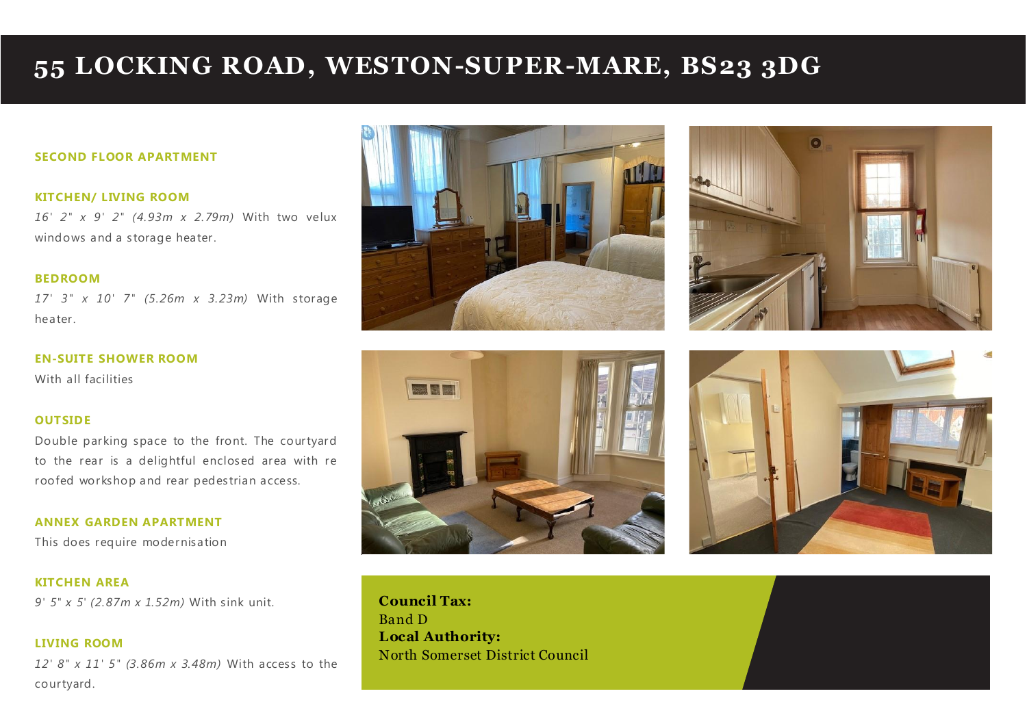# 55 LOCKING ROAD, WESTON-SUPER-MARE, BS23 3DG

### SECOND FLOOR APARTMENT

### KITCHEN/ LIVING ROOM

*16' 2" x 9' 2" (4.93m x 2.79m)* With two velux windows and a storage heater.

### BEDROOM

*17' 3" x 10' 7" (5.26m x 3.23m)* With storage heater.

### EN-SUITE SHOWER ROOM

With all facilities

### OUTSIDE

Double parking space to the front. The courtyard to the rear is a delightful enclosed area with re roofed workshop and rear pedestrian access.

### ANNEX GARDEN APARTMENT

This does require modernisation

### KITCHEN AREA

*9' 5" x 5' (2.87m x 1.52m)* With sink unit.

### LIVING ROOM

*12' 8" x 11' 5" (3.86m x 3.48m)* With access to the courtyard.

**Council Tax:**
Band D
**Local Authority:**
North Somerset District Council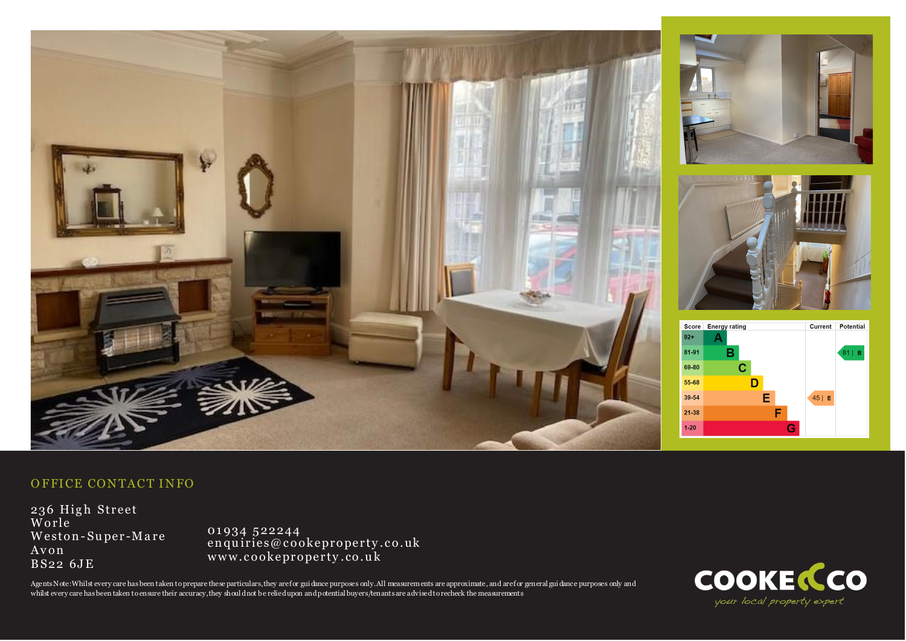Score | Energy rating | Current | Potential

92+ A

81-91 B

69-80 C

55-68 D

39-54 E

21-38 F

1-20 G

45 | E

81 | B

## OFFICE CONTACT INFO

236 High Street
Worle
Weston-Super-Mare
Avon
BS22 6JE

01934 522244
enquiries@cookeproperty.co.uk
www.cookeproperty.co.uk

Agents Note: Whilst every care has been taken to prepare these particulars, they are for guidance purposes only. All measurements are approximate, and are for general guidance purposes only and whilst every care has been taken to ensure their accuracy, they should not be relied upon and potential buyers/tenants are advised to recheck the measurements

COOKE & CO
your local property expert